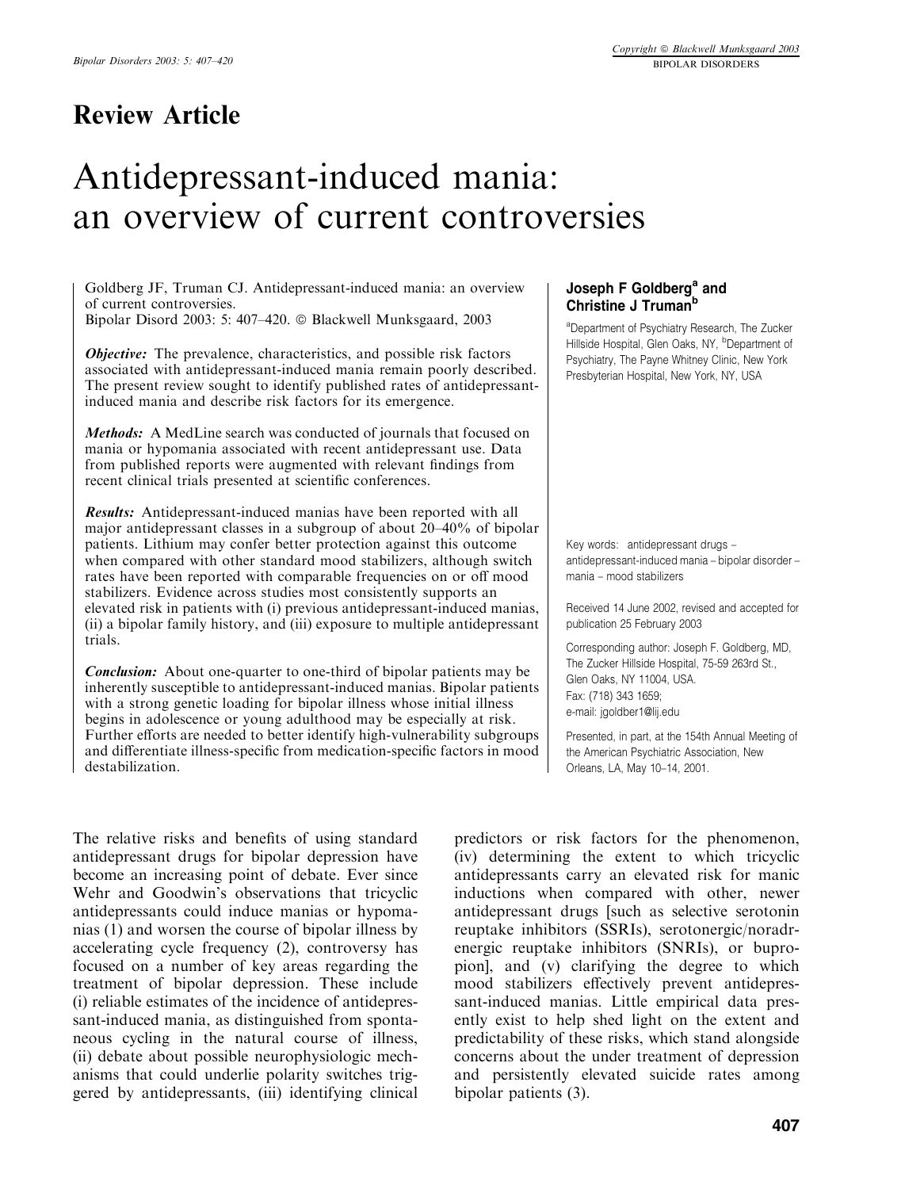## Review Article

# Antidepressant-induced mania: an overview of current controversies

Goldberg JF, Truman CJ. Antidepressant-induced mania: an overview of current controversies.
Bipolar Disord 2003: 5: 407–420. © Blackwell Munksgaard, 2003

***Objective:*** The prevalence, characteristics, and possible risk factors associated with antidepressant-induced mania remain poorly described. The present review sought to identify published rates of antidepressant-induced mania and describe risk factors for its emergence.

***Methods:*** A MedLine search was conducted of journals that focused on mania or hypomania associated with recent antidepressant use. Data from published reports were augmented with relevant findings from recent clinical trials presented at scientific conferences.

***Results:*** Antidepressant-induced manias have been reported with all major antidepressant classes in a subgroup of about 20–40% of bipolar patients. Lithium may confer better protection against this outcome when compared with other standard mood stabilizers, although switch rates have been reported with comparable frequencies on or off mood stabilizers. Evidence across studies most consistently supports an elevated risk in patients with (i) previous antidepressant-induced manias, (ii) a bipolar family history, and (iii) exposure to multiple antidepressant trials.

***Conclusion:*** About one-quarter to one-third of bipolar patients may be inherently susceptible to antidepressant-induced manias. Bipolar patients with a strong genetic loading for bipolar illness whose initial illness begins in adolescence or young adulthood may be especially at risk. Further efforts are needed to better identify high-vulnerability subgroups and differentiate illness-specific from medication-specific factors in mood destabilization.

**Joseph F Goldberg[a] and Christine J Truman[b]**

[a]Department of Psychiatry Research, The Zucker Hillside Hospital, Glen Oaks, NY, [b]Department of Psychiatry, The Payne Whitney Clinic, New York Presbyterian Hospital, New York, NY, USA

Key words: antidepressant drugs – antidepressant-induced mania – bipolar disorder – mania – mood stabilizers

Received 14 June 2002, revised and accepted for publication 25 February 2003

Corresponding author: Joseph F. Goldberg, MD, The Zucker Hillside Hospital, 75-59 263rd St., Glen Oaks, NY 11004, USA.
Fax: (718) 343 1659;
e-mail: jgoldber1@lij.edu

Presented, in part, at the 154th Annual Meeting of the American Psychiatric Association, New Orleans, LA, May 10–14, 2001.

The relative risks and benefits of using standard antidepressant drugs for bipolar depression have become an increasing point of debate. Ever since Wehr and Goodwin's observations that tricyclic antidepressants could induce manias or hypomanias (1) and worsen the course of bipolar illness by accelerating cycle frequency (2), controversy has focused on a number of key areas regarding the treatment of bipolar depression. These include (i) reliable estimates of the incidence of antidepressant-induced mania, as distinguished from spontaneous cycling in the natural course of illness, (ii) debate about possible neurophysiologic mechanisms that could underlie polarity switches triggered by antidepressants, (iii) identifying clinical predictors or risk factors for the phenomenon, (iv) determining the extent to which tricyclic antidepressants carry an elevated risk for manic inductions when compared with other, newer antidepressant drugs [such as selective serotonin reuptake inhibitors (SSRIs), serotonergic/noradrenergic reuptake inhibitors (SNRIs), or bupropion], and (v) clarifying the degree to which mood stabilizers effectively prevent antidepressant-induced manias. Little empirical data presently exist to help shed light on the extent and predictability of these risks, which stand alongside concerns about the under treatment of depression and persistently elevated suicide rates among bipolar patients (3).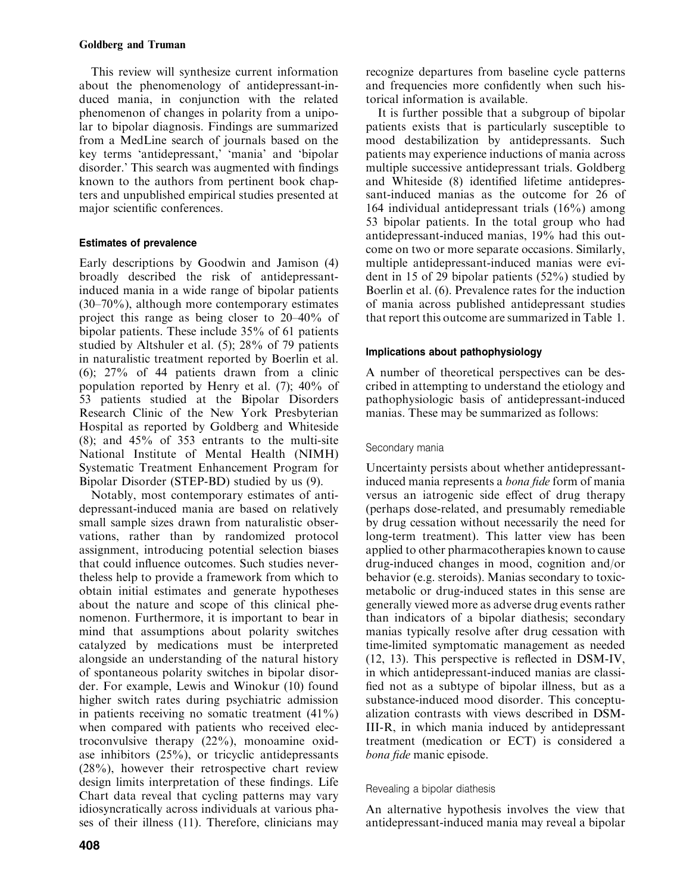This review will synthesize current information about the phenomenology of antidepressant-induced mania, in conjunction with the related phenomenon of changes in polarity from a unipolar to bipolar diagnosis. Findings are summarized from a MedLine search of journals based on the key terms 'antidepressant,' 'mania' and 'bipolar disorder.' This search was augmented with findings known to the authors from pertinent book chapters and unpublished empirical studies presented at major scientific conferences.

### Estimates of prevalence

Early descriptions by Goodwin and Jamison (4) broadly described the risk of antidepressant-induced mania in a wide range of bipolar patients (30–70%), although more contemporary estimates project this range as being closer to 20–40% of bipolar patients. These include 35% of 61 patients studied by Altshuler et al. (5); 28% of 79 patients in naturalistic treatment reported by Boerlin et al. (6); 27% of 44 patients drawn from a clinic population reported by Henry et al. (7); 40% of 53 patients studied at the Bipolar Disorders Research Clinic of the New York Presbyterian Hospital as reported by Goldberg and Whiteside (8); and 45% of 353 entrants to the multi-site National Institute of Mental Health (NIMH) Systematic Treatment Enhancement Program for Bipolar Disorder (STEP-BD) studied by us (9).

Notably, most contemporary estimates of antidepressant-induced mania are based on relatively small sample sizes drawn from naturalistic observations, rather than by randomized protocol assignment, introducing potential selection biases that could influence outcomes. Such studies nevertheless help to provide a framework from which to obtain initial estimates and generate hypotheses about the nature and scope of this clinical phenomenon. Furthermore, it is important to bear in mind that assumptions about polarity switches catalyzed by medications must be interpreted alongside an understanding of the natural history of spontaneous polarity switches in bipolar disorder. For example, Lewis and Winokur (10) found higher switch rates during psychiatric admission in patients receiving no somatic treatment (41%) when compared with patients who received electroconvulsive therapy (22%), monoamine oxidase inhibitors (25%), or tricyclic antidepressants (28%), however their retrospective chart review design limits interpretation of these findings. Life Chart data reveal that cycling patterns may vary idiosyncratically across individuals at various phases of their illness (11). Therefore, clinicians may recognize departures from baseline cycle patterns and frequencies more confidently when such historical information is available.

It is further possible that a subgroup of bipolar patients exists that is particularly susceptible to mood destabilization by antidepressants. Such patients may experience inductions of mania across multiple successive antidepressant trials. Goldberg and Whiteside (8) identified lifetime antidepressant-induced manias as the outcome for 26 of 164 individual antidepressant trials (16%) among 53 bipolar patients. In the total group who had antidepressant-induced manias, 19% had this outcome on two or more separate occasions. Similarly, multiple antidepressant-induced manias were evident in 15 of 29 bipolar patients (52%) studied by Boerlin et al. (6). Prevalence rates for the induction of mania across published antidepressant studies that report this outcome are summarized in Table 1.

### Implications about pathophysiology

A number of theoretical perspectives can be described in attempting to understand the etiology and pathophysiologic basis of antidepressant-induced manias. These may be summarized as follows:

#### Secondary mania

Uncertainty persists about whether antidepressant-induced mania represents a *bona fide* form of mania versus an iatrogenic side effect of drug therapy (perhaps dose-related, and presumably remediable by drug cessation without necessarily the need for long-term treatment). This latter view has been applied to other pharmacotherapies known to cause drug-induced changes in mood, cognition and/or behavior (e.g. steroids). Manias secondary to toxic-metabolic or drug-induced states in this sense are generally viewed more as adverse drug events rather than indicators of a bipolar diathesis; secondary manias typically resolve after drug cessation with time-limited symptomatic management as needed (12, 13). This perspective is reflected in DSM-IV, in which antidepressant-induced manias are classified not as a subtype of bipolar illness, but as a substance-induced mood disorder. This conceptualization contrasts with views described in DSM-III-R, in which mania induced by antidepressant treatment (medication or ECT) is considered a *bona fide* manic episode.

#### Revealing a bipolar diathesis

An alternative hypothesis involves the view that antidepressant-induced mania may reveal a bipolar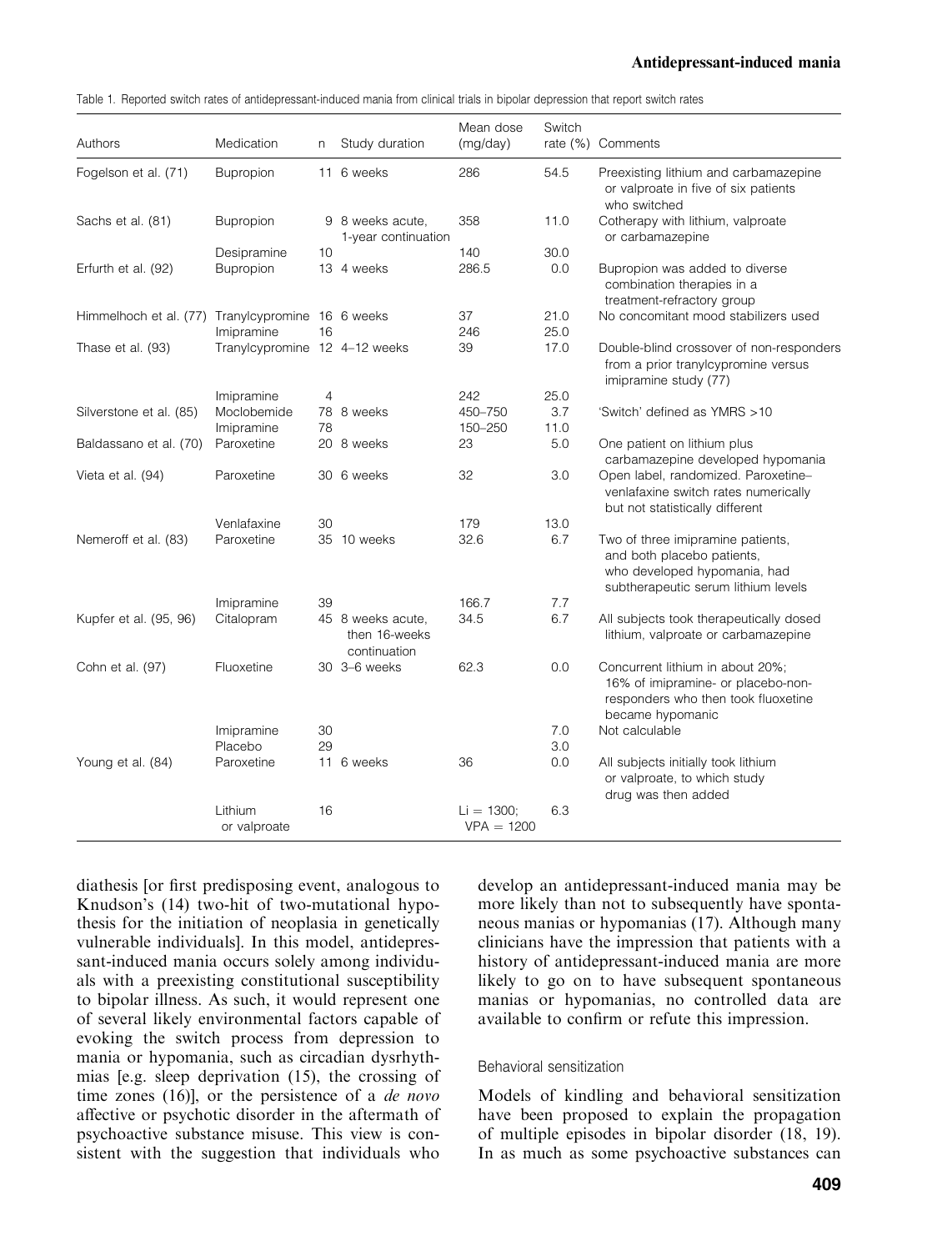Table 1. Reported switch rates of antidepressant-induced mania from clinical trials in bipolar depression that report switch rates

| Authors | Medication | n | Study duration | Mean dose (mg/day) | Switch rate (%) | Comments |
|---|---|---|---|---|---|---|
| Fogelson et al. (71) | Bupropion | 11 | 6 weeks | 286 | 54.5 | Preexisting lithium and carbamazepine or valproate in five of six patients who switched |
| Sachs et al. (81) | Bupropion | 9 | 8 weeks acute, 1-year continuation | 358 | 11.0 | Cotherapy with lithium, valproate or carbamazepine |
| | Desipramine | 10 | | 140 | 30.0 | |
| Erfurth et al. (92) | Bupropion | 13 | 4 weeks | 286.5 | 0.0 | Bupropion was added to diverse combination therapies in a treatment-refractory group |
| Himmelhoch et al. (77) | Tranylcypromine | 16 | 6 weeks | 37 | 21.0 | No concomitant mood stabilizers used |
| | Imipramine | 16 | | 246 | 25.0 | |
| Thase et al. (93) | Tranylcypromine | 12 | 4–12 weeks | 39 | 17.0 | Double-blind crossover of non-responders from a prior tranylcypromine versus imipramine study (77) |
| | Imipramine | 4 | | 242 | 25.0 | |
| Silverstone et al. (85) | Moclobemide | 78 | 8 weeks | 450–750 | 3.7 | 'Switch' defined as YMRS >10 |
| | Imipramine | 78 | | 150–250 | 11.0 | |
| Baldassano et al. (70) | Paroxetine | 20 | 8 weeks | 23 | 5.0 | One patient on lithium plus carbamazepine developed hypomania |
| Vieta et al. (94) | Paroxetine | 30 | 6 weeks | 32 | 3.0 | Open label, randomized. Paroxetine–venlafaxine switch rates numerically but not statistically different |
| | Venlafaxine | 30 | | 179 | 13.0 | |
| Nemeroff et al. (83) | Paroxetine | 35 | 10 weeks | 32.6 | 6.7 | Two of three imipramine patients, and both placebo patients, who developed hypomania, had subtherapeutic serum lithium levels |
| | Imipramine | 39 | | 166.7 | 7.7 | |
| Kupfer et al. (95, 96) | Citalopram | 45 | 8 weeks acute, then 16-weeks continuation | 34.5 | 6.7 | All subjects took therapeutically dosed lithium, valproate or carbamazepine |
| Cohn et al. (97) | Fluoxetine | 30 | 3–6 weeks | 62.3 | 0.0 | Concurrent lithium in about 20%; 16% of imipramine- or placebo-non-responders who then took fluoxetine became hypomanic |
| | Imipramine | 30 | | | 7.0 | Not calculable |
| | Placebo | 29 | | | 3.0 | |
| Young et al. (84) | Paroxetine | 11 | 6 weeks | 36 | 0.0 | All subjects initially took lithium or valproate, to which study drug was then added |
| | Lithium or valproate | 16 | | Li = 1300; VPA = 1200 | 6.3 | |

diathesis [or first predisposing event, analogous to Knudson's (14) two-hit of two-mutational hypothesis for the initiation of neoplasia in genetically vulnerable individuals]. In this model, antidepressant-induced mania occurs solely among individuals with a preexisting constitutional susceptibility to bipolar illness. As such, it would represent one of several likely environmental factors capable of evoking the switch process from depression to mania or hypomania, such as circadian dysrhythmias [e.g. sleep deprivation (15), the crossing of time zones (16)], or the persistence of a *de novo* affective or psychotic disorder in the aftermath of psychoactive substance misuse. This view is consistent with the suggestion that individuals who develop an antidepressant-induced mania may be more likely than not to subsequently have spontaneous manias or hypomanias (17). Although many clinicians have the impression that patients with a history of antidepressant-induced mania are more likely to go on to have subsequent spontaneous manias or hypomanias, no controlled data are available to confirm or refute this impression.

### Behavioral sensitization

Models of kindling and behavioral sensitization have been proposed to explain the propagation of multiple episodes in bipolar disorder (18, 19). In as much as some psychoactive substances can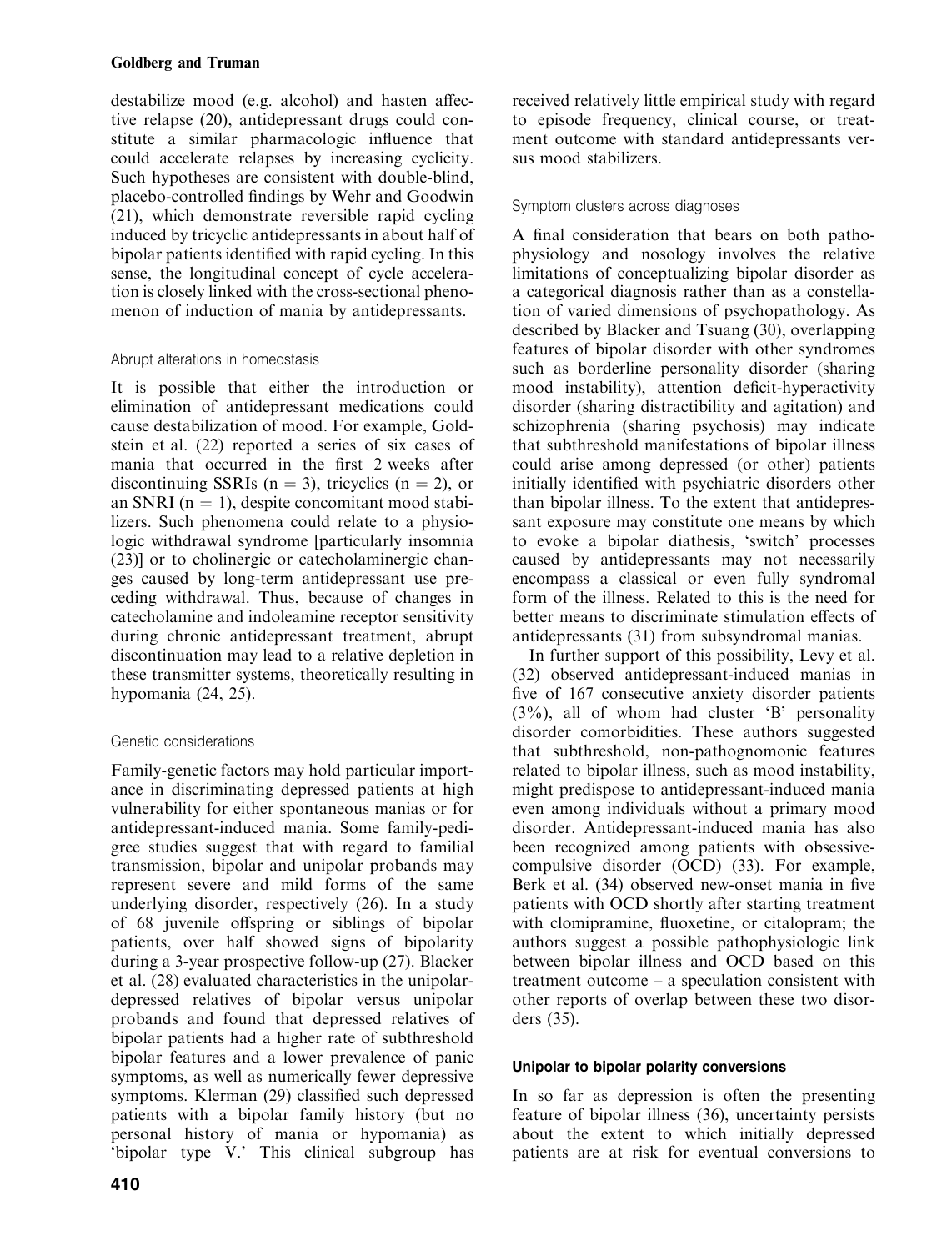destabilize mood (e.g. alcohol) and hasten affective relapse (20), antidepressant drugs could constitute a similar pharmacologic influence that could accelerate relapses by increasing cyclicity. Such hypotheses are consistent with double-blind, placebo-controlled findings by Wehr and Goodwin (21), which demonstrate reversible rapid cycling induced by tricyclic antidepressants in about half of bipolar patients identified with rapid cycling. In this sense, the longitudinal concept of cycle acceleration is closely linked with the cross-sectional phenomenon of induction of mania by antidepressants.

### Abrupt alterations in homeostasis

It is possible that either the introduction or elimination of antidepressant medications could cause destabilization of mood. For example, Goldstein et al. (22) reported a series of six cases of mania that occurred in the first 2 weeks after discontinuing SSRIs ($n = 3$), tricyclics ($n = 2$), or an SNRI ($n = 1$), despite concomitant mood stabilizers. Such phenomena could relate to a physiologic withdrawal syndrome [particularly insomnia (23)] or to cholinergic or catecholaminergic changes caused by long-term antidepressant use preceding withdrawal. Thus, because of changes in catecholamine and indoleamine receptor sensitivity during chronic antidepressant treatment, abrupt discontinuation may lead to a relative depletion in these transmitter systems, theoretically resulting in hypomania (24, 25).

### Genetic considerations

Family-genetic factors may hold particular importance in discriminating depressed patients at high vulnerability for either spontaneous manias or for antidepressant-induced mania. Some family-pedigree studies suggest that with regard to familial transmission, bipolar and unipolar probands may represent severe and mild forms of the same underlying disorder, respectively (26). In a study of 68 juvenile offspring or siblings of bipolar patients, over half showed signs of bipolarity during a 3-year prospective follow-up (27). Blacker et al. (28) evaluated characteristics in the unipolar-depressed relatives of bipolar versus unipolar probands and found that depressed relatives of bipolar patients had a higher rate of subthreshold bipolar features and a lower prevalence of panic symptoms, as well as numerically fewer depressive symptoms. Klerman (29) classified such depressed patients with a bipolar family history (but no personal history of mania or hypomania) as 'bipolar type V.' This clinical subgroup has received relatively little empirical study with regard to episode frequency, clinical course, or treatment outcome with standard antidepressants versus mood stabilizers.

### Symptom clusters across diagnoses

A final consideration that bears on both pathophysiology and nosology involves the relative limitations of conceptualizing bipolar disorder as a categorical diagnosis rather than as a constellation of varied dimensions of psychopathology. As described by Blacker and Tsuang (30), overlapping features of bipolar disorder with other syndromes such as borderline personality disorder (sharing mood instability), attention deficit-hyperactivity disorder (sharing distractibility and agitation) and schizophrenia (sharing psychosis) may indicate that subthreshold manifestations of bipolar illness could arise among depressed (or other) patients initially identified with psychiatric disorders other than bipolar illness. To the extent that antidepressant exposure may constitute one means by which to evoke a bipolar diathesis, 'switch' processes caused by antidepressants may not necessarily encompass a classical or even fully syndromal form of the illness. Related to this is the need for better means to discriminate stimulation effects of antidepressants (31) from subsyndromal manias.

In further support of this possibility, Levy et al. (32) observed antidepressant-induced manias in five of 167 consecutive anxiety disorder patients (3%), all of whom had cluster 'B' personality disorder comorbidities. These authors suggested that subthreshold, non-pathognomonic features related to bipolar illness, such as mood instability, might predispose to antidepressant-induced mania even among individuals without a primary mood disorder. Antidepressant-induced mania has also been recognized among patients with obsessive-compulsive disorder (OCD) (33). For example, Berk et al. (34) observed new-onset mania in five patients with OCD shortly after starting treatment with clomipramine, fluoxetine, or citalopram; the authors suggest a possible pathophysiologic link between bipolar illness and OCD based on this treatment outcome – a speculation consistent with other reports of overlap between these two disorders (35).

## Unipolar to bipolar polarity conversions

In so far as depression is often the presenting feature of bipolar illness (36), uncertainty persists about the extent to which initially depressed patients are at risk for eventual conversions to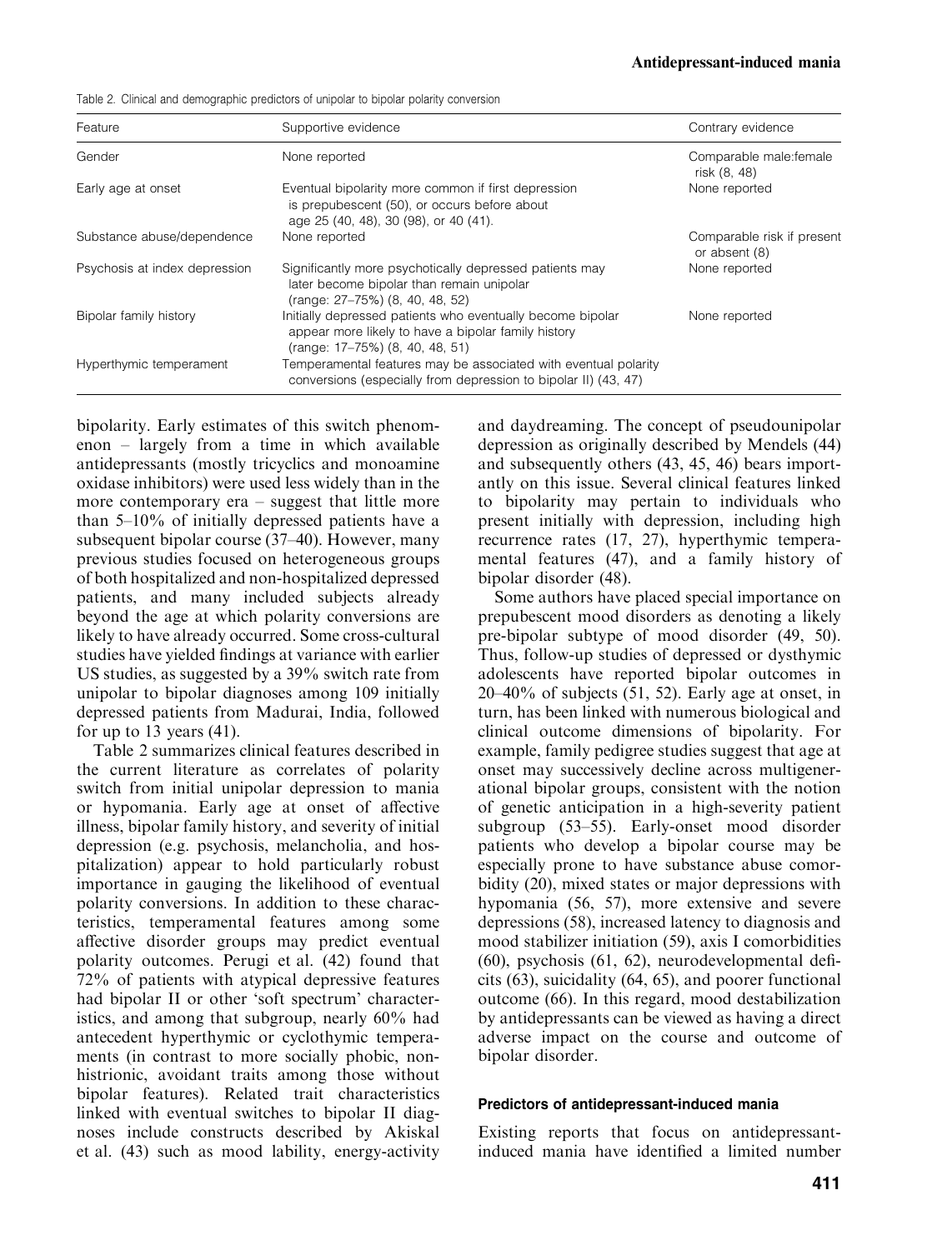Table 2. Clinical and demographic predictors of unipolar to bipolar polarity conversion

| Feature | Supportive evidence | Contrary evidence |
|---|---|---|
| Gender | None reported | Comparable male:female risk (8, 48) |
| Early age at onset | Eventual bipolarity more common if first depression is prepubescent (50), or occurs before about age 25 (40, 48), 30 (98), or 40 (41). | None reported |
| Substance abuse/dependence | None reported | Comparable risk if present or absent (8) |
| Psychosis at index depression | Significantly more psychotically depressed patients may later become bipolar than remain unipolar (range: 27–75%) (8, 40, 48, 52) | None reported |
| Bipolar family history | Initially depressed patients who eventually become bipolar appear more likely to have a bipolar family history (range: 17–75%) (8, 40, 48, 51) | None reported |
| Hyperthymic temperament | Temperamental features may be associated with eventual polarity conversions (especially from depression to bipolar II) (43, 47) | |

bipolarity. Early estimates of this switch phenomenon – largely from a time in which available antidepressants (mostly tricyclics and monoamine oxidase inhibitors) were used less widely than in the more contemporary era – suggest that little more than 5–10% of initially depressed patients have a subsequent bipolar course (37–40). However, many previous studies focused on heterogeneous groups of both hospitalized and non-hospitalized depressed patients, and many included subjects already beyond the age at which polarity conversions are likely to have already occurred. Some cross-cultural studies have yielded findings at variance with earlier US studies, as suggested by a 39% switch rate from unipolar to bipolar diagnoses among 109 initially depressed patients from Madurai, India, followed for up to 13 years (41).

Table 2 summarizes clinical features described in the current literature as correlates of polarity switch from initial unipolar depression to mania or hypomania. Early age at onset of affective illness, bipolar family history, and severity of initial depression (e.g. psychosis, melancholia, and hospitalization) appear to hold particularly robust importance in gauging the likelihood of eventual polarity conversions. In addition to these characteristics, temperamental features among some affective disorder groups may predict eventual polarity outcomes. Perugi et al. (42) found that 72% of patients with atypical depressive features had bipolar II or other 'soft spectrum' characteristics, and among that subgroup, nearly 60% had antecedent hyperthymic or cyclothymic temperaments (in contrast to more socially phobic, nonhistrionic, avoidant traits among those without bipolar features). Related trait characteristics linked with eventual switches to bipolar II diagnoses include constructs described by Akiskal et al. (43) such as mood lability, energy-activity and daydreaming. The concept of pseudounipolar depression as originally described by Mendels (44) and subsequently others (43, 45, 46) bears importantly on this issue. Several clinical features linked to bipolarity may pertain to individuals who present initially with depression, including high recurrence rates (17, 27), hyperthymic temperamental features (47), and a family history of bipolar disorder (48).

Some authors have placed special importance on prepubescent mood disorders as denoting a likely pre-bipolar subtype of mood disorder (49, 50). Thus, follow-up studies of depressed or dysthymic adolescents have reported bipolar outcomes in 20–40% of subjects (51, 52). Early age at onset, in turn, has been linked with numerous biological and clinical outcome dimensions of bipolarity. For example, family pedigree studies suggest that age at onset may successively decline across multigenerational bipolar groups, consistent with the notion of genetic anticipation in a high-severity patient subgroup (53–55). Early-onset mood disorder patients who develop a bipolar course may be especially prone to have substance abuse comorbidity (20), mixed states or major depressions with hypomania (56, 57), more extensive and severe depressions (58), increased latency to diagnosis and mood stabilizer initiation (59), axis I comorbidities (60), psychosis (61, 62), neurodevelopmental deficits (63), suicidality (64, 65), and poorer functional outcome (66). In this regard, mood destabilization by antidepressants can be viewed as having a direct adverse impact on the course and outcome of bipolar disorder.

#### Predictors of antidepressant-induced mania

Existing reports that focus on antidepressant-induced mania have identified a limited number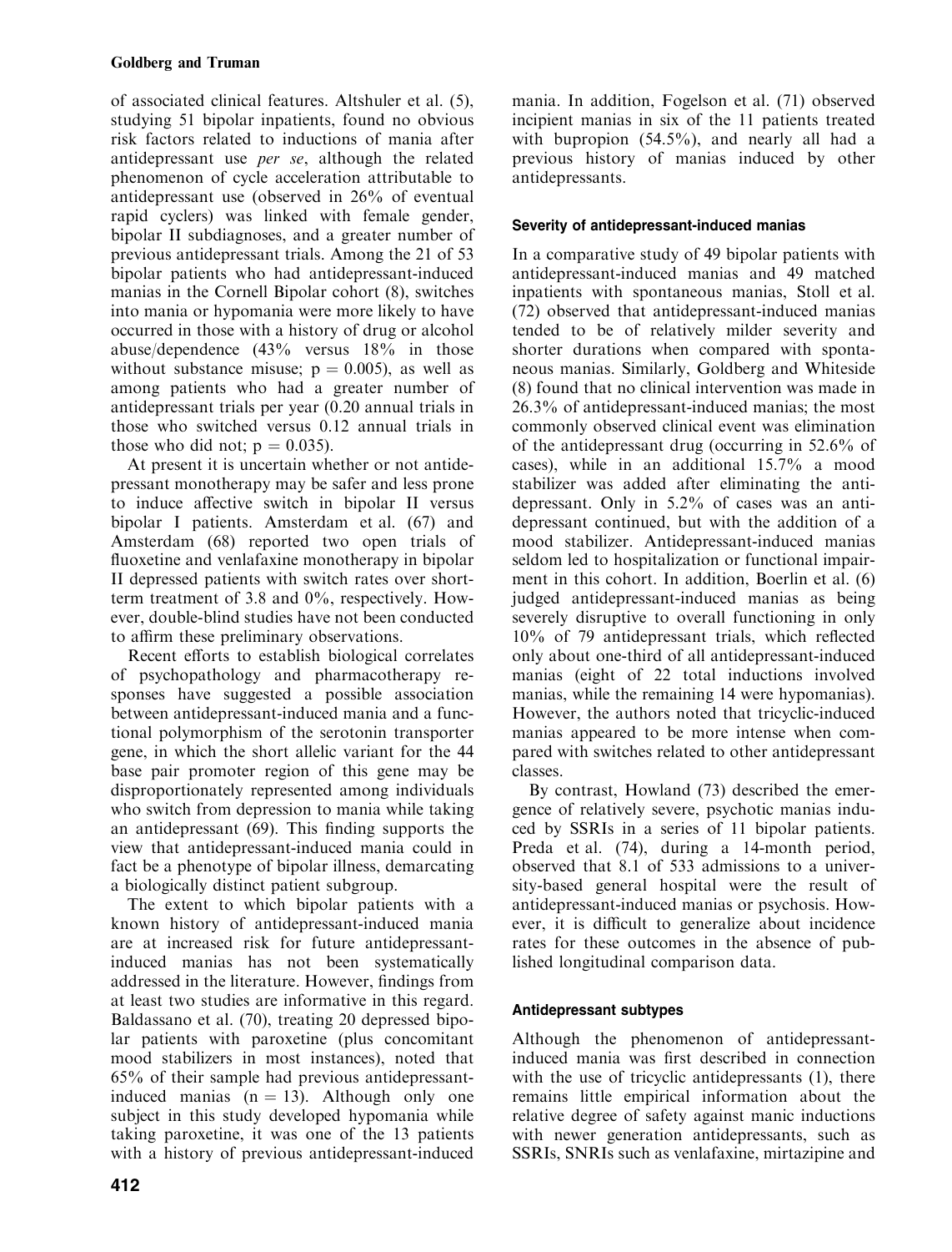of associated clinical features. Altshuler et al. (5), studying 51 bipolar inpatients, found no obvious risk factors related to inductions of mania after antidepressant use *per se*, although the related phenomenon of cycle acceleration attributable to antidepressant use (observed in 26% of eventual rapid cyclers) was linked with female gender, bipolar II subdiagnoses, and a greater number of previous antidepressant trials. Among the 21 of 53 bipolar patients who had antidepressant-induced manias in the Cornell Bipolar cohort (8), switches into mania or hypomania were more likely to have occurred in those with a history of drug or alcohol abuse/dependence (43% versus 18% in those without substance misuse; $p = 0.005$), as well as among patients who had a greater number of antidepressant trials per year (0.20 annual trials in those who switched versus 0.12 annual trials in those who did not; $p = 0.035$).

At present it is uncertain whether or not antidepressant monotherapy may be safer and less prone to induce affective switch in bipolar II versus bipolar I patients. Amsterdam et al. (67) and Amsterdam (68) reported two open trials of fluoxetine and venlafaxine monotherapy in bipolar II depressed patients with switch rates over short-term treatment of 3.8 and 0%, respectively. However, double-blind studies have not been conducted to affirm these preliminary observations.

Recent efforts to establish biological correlates of psychopathology and pharmacotherapy responses have suggested a possible association between antidepressant-induced mania and a functional polymorphism of the serotonin transporter gene, in which the short allelic variant for the 44 base pair promoter region of this gene may be disproportionately represented among individuals who switch from depression to mania while taking an antidepressant (69). This finding supports the view that antidepressant-induced mania could in fact be a phenotype of bipolar illness, demarcating a biologically distinct patient subgroup.

The extent to which bipolar patients with a known history of antidepressant-induced mania are at increased risk for future antidepressant-induced manias has not been systematically addressed in the literature. However, findings from at least two studies are informative in this regard. Baldassano et al. (70), treating 20 depressed bipolar patients with paroxetine (plus concomitant mood stabilizers in most instances), noted that 65% of their sample had previous antidepressant-induced manias ($n = 13$). Although only one subject in this study developed hypomania while taking paroxetine, it was one of the 13 patients with a history of previous antidepressant-induced mania. In addition, Fogelson et al. (71) observed incipient manias in six of the 11 patients treated with bupropion (54.5%), and nearly all had a previous history of manias induced by other antidepressants.

### Severity of antidepressant-induced manias

In a comparative study of 49 bipolar patients with antidepressant-induced manias and 49 matched inpatients with spontaneous manias, Stoll et al. (72) observed that antidepressant-induced manias tended to be of relatively milder severity and shorter durations when compared with spontaneous manias. Similarly, Goldberg and Whiteside (8) found that no clinical intervention was made in 26.3% of antidepressant-induced manias; the most commonly observed clinical event was elimination of the antidepressant drug (occurring in 52.6% of cases), while in an additional 15.7% a mood stabilizer was added after eliminating the antidepressant. Only in 5.2% of cases was an antidepressant continued, but with the addition of a mood stabilizer. Antidepressant-induced manias seldom led to hospitalization or functional impairment in this cohort. In addition, Boerlin et al. (6) judged antidepressant-induced manias as being severely disruptive to overall functioning in only 10% of 79 antidepressant trials, which reflected only about one-third of all antidepressant-induced manias (eight of 22 total inductions involved manias, while the remaining 14 were hypomanias). However, the authors noted that tricyclic-induced manias appeared to be more intense when compared with switches related to other antidepressant classes.

By contrast, Howland (73) described the emergence of relatively severe, psychotic manias induced by SSRIs in a series of 11 bipolar patients. Preda et al. (74), during a 14-month period, observed that 8.1 of 533 admissions to a university-based general hospital were the result of antidepressant-induced manias or psychosis. However, it is difficult to generalize about incidence rates for these outcomes in the absence of published longitudinal comparison data.

### Antidepressant subtypes

Although the phenomenon of antidepressant-induced mania was first described in connection with the use of tricyclic antidepressants (1), there remains little empirical information about the relative degree of safety against manic inductions with newer generation antidepressants, such as SSRIs, SNRIs such as venlafaxine, mirtazipine and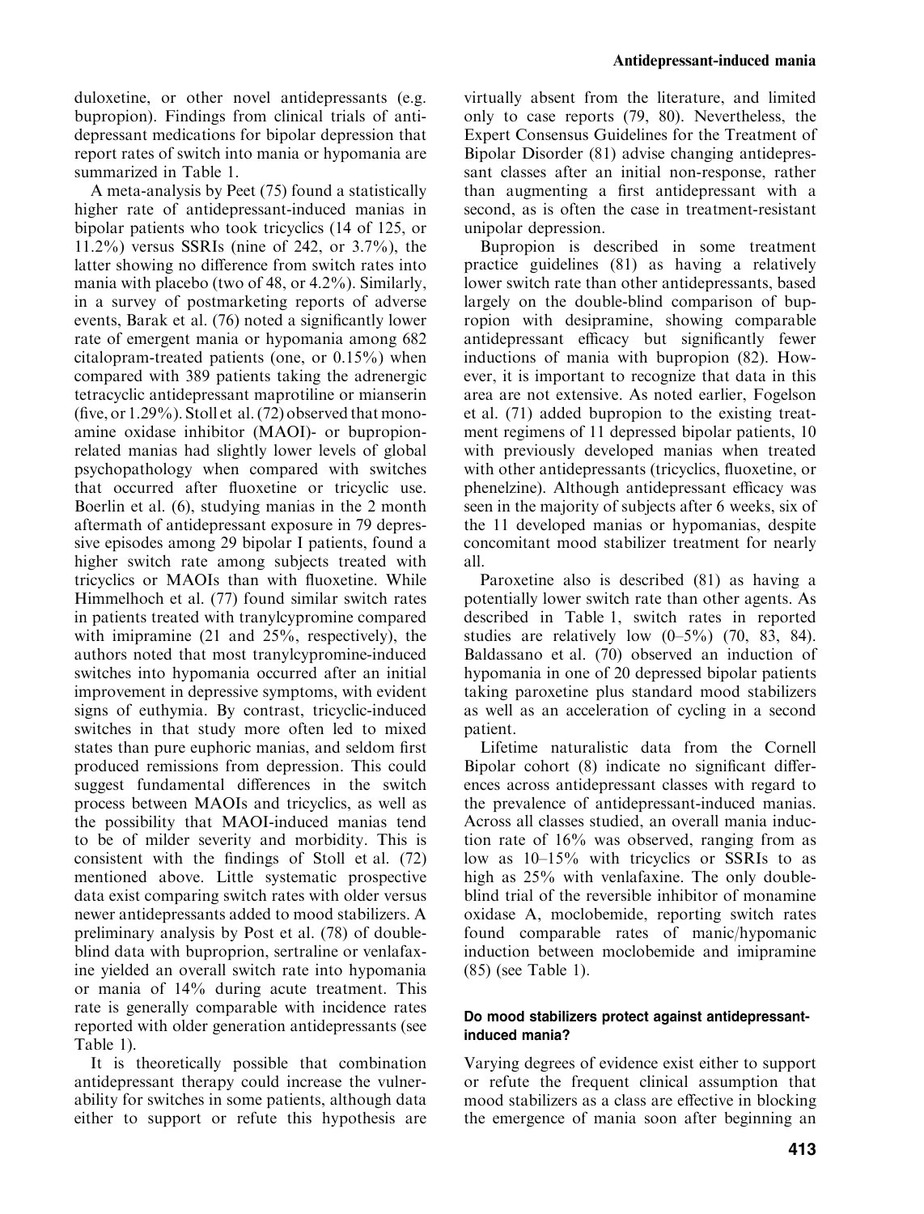duloxetine, or other novel antidepressants (e.g. bupropion). Findings from clinical trials of antidepressant medications for bipolar depression that report rates of switch into mania or hypomania are summarized in Table 1.

A meta-analysis by Peet (75) found a statistically higher rate of antidepressant-induced manias in bipolar patients who took tricyclics (14 of 125, or 11.2%) versus SSRIs (nine of 242, or 3.7%), the latter showing no difference from switch rates into mania with placebo (two of 48, or 4.2%). Similarly, in a survey of postmarketing reports of adverse events, Barak et al. (76) noted a significantly lower rate of emergent mania or hypomania among 682 citalopram-treated patients (one, or 0.15%) when compared with 389 patients taking the adrenergic tetracyclic antidepressant maprotiline or mianserin (five, or 1.29%). Stoll et al. (72) observed that monoamine oxidase inhibitor (MAOI)- or bupropion-related manias had slightly lower levels of global psychopathology when compared with switches that occurred after fluoxetine or tricyclic use. Boerlin et al. (6), studying manias in the 2 month aftermath of antidepressant exposure in 79 depressive episodes among 29 bipolar I patients, found a higher switch rate among subjects treated with tricyclics or MAOIs than with fluoxetine. While Himmelhoch et al. (77) found similar switch rates in patients treated with tranylcypromine compared with imipramine (21 and 25%, respectively), the authors noted that most tranylcypromine-induced switches into hypomania occurred after an initial improvement in depressive symptoms, with evident signs of euthymia. By contrast, tricyclic-induced switches in that study more often led to mixed states than pure euphoric manias, and seldom first produced remissions from depression. This could suggest fundamental differences in the switch process between MAOIs and tricyclics, as well as the possibility that MAOI-induced manias tend to be of milder severity and morbidity. This is consistent with the findings of Stoll et al. (72) mentioned above. Little systematic prospective data exist comparing switch rates with older versus newer antidepressants added to mood stabilizers. A preliminary analysis by Post et al. (78) of double-blind data with buproprion, sertraline or venlafaxine yielded an overall switch rate into hypomania or mania of 14% during acute treatment. This rate is generally comparable with incidence rates reported with older generation antidepressants (see Table 1).

It is theoretically possible that combination antidepressant therapy could increase the vulnerability for switches in some patients, although data either to support or refute this hypothesis are virtually absent from the literature, and limited only to case reports (79, 80). Nevertheless, the Expert Consensus Guidelines for the Treatment of Bipolar Disorder (81) advise changing antidepressant classes after an initial non-response, rather than augmenting a first antidepressant with a second, as is often the case in treatment-resistant unipolar depression.

Bupropion is described in some treatment practice guidelines (81) as having a relatively lower switch rate than other antidepressants, based largely on the double-blind comparison of bupropion with desipramine, showing comparable antidepressant efficacy but significantly fewer inductions of mania with bupropion (82). However, it is important to recognize that data in this area are not extensive. As noted earlier, Fogelson et al. (71) added bupropion to the existing treatment regimens of 11 depressed bipolar patients, 10 with previously developed manias when treated with other antidepressants (tricyclics, fluoxetine, or phenelzine). Although antidepressant efficacy was seen in the majority of subjects after 6 weeks, six of the 11 developed manias or hypomanias, despite concomitant mood stabilizer treatment for nearly all.

Paroxetine also is described (81) as having a potentially lower switch rate than other agents. As described in Table 1, switch rates in reported studies are relatively low (0–5%) (70, 83, 84). Baldassano et al. (70) observed an induction of hypomania in one of 20 depressed bipolar patients taking paroxetine plus standard mood stabilizers as well as an acceleration of cycling in a second patient.

Lifetime naturalistic data from the Cornell Bipolar cohort (8) indicate no significant differences across antidepressant classes with regard to the prevalence of antidepressant-induced manias. Across all classes studied, an overall mania induction rate of 16% was observed, ranging from as low as 10–15% with tricyclics or SSRIs to as high as 25% with venlafaxine. The only double-blind trial of the reversible inhibitor of monamine oxidase A, moclobemide, reporting switch rates found comparable rates of manic/hypomanic induction between moclobemide and imipramine (85) (see Table 1).

### Do mood stabilizers protect against antidepressant-induced mania?

Varying degrees of evidence exist either to support or refute the frequent clinical assumption that mood stabilizers as a class are effective in blocking the emergence of mania soon after beginning an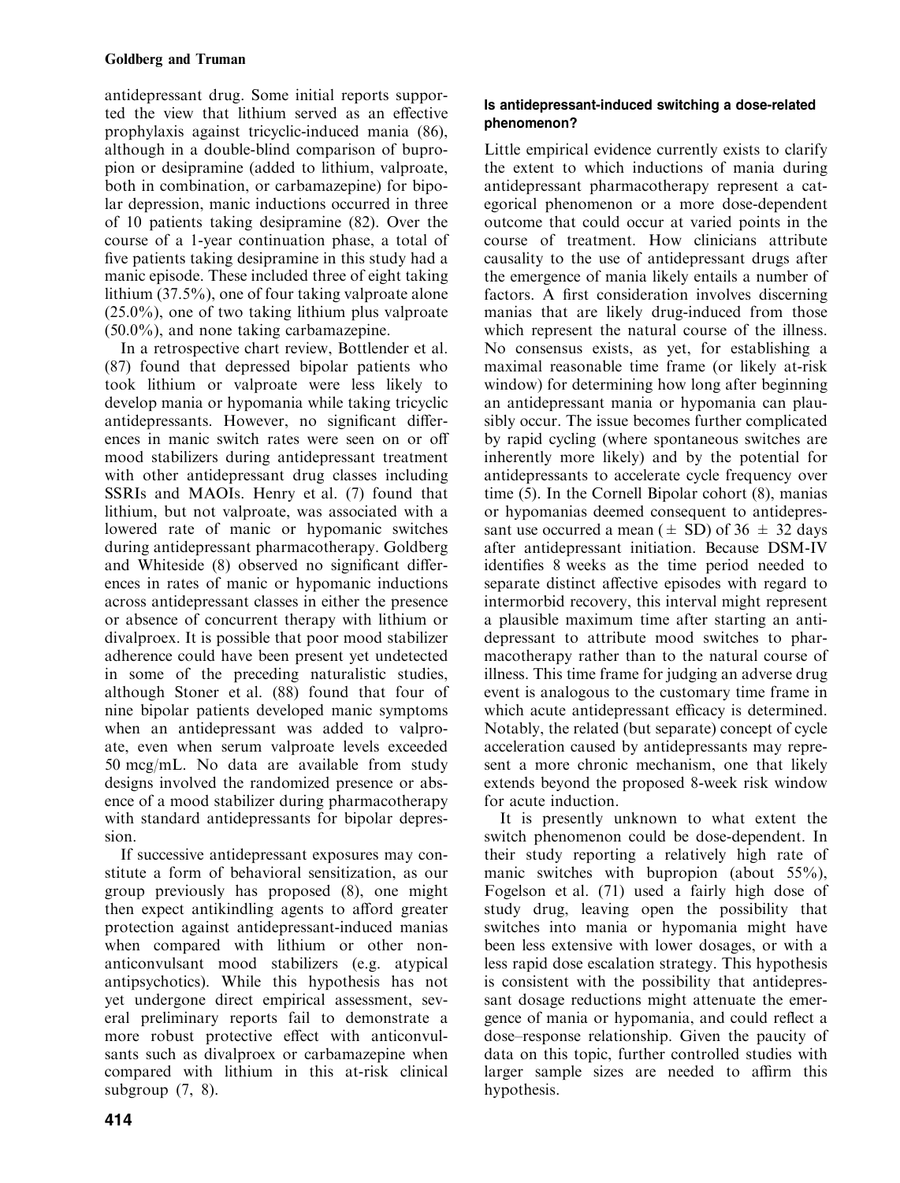antidepressant drug. Some initial reports supported the view that lithium served as an effective prophylaxis against tricyclic-induced mania (86), although in a double-blind comparison of bupropion or desipramine (added to lithium, valproate, both in combination, or carbamazepine) for bipolar depression, manic inductions occurred in three of 10 patients taking desipramine (82). Over the course of a 1-year continuation phase, a total of five patients taking desipramine in this study had a manic episode. These included three of eight taking lithium (37.5%), one of four taking valproate alone (25.0%), one of two taking lithium plus valproate (50.0%), and none taking carbamazepine.

In a retrospective chart review, Bottlender et al. (87) found that depressed bipolar patients who took lithium or valproate were less likely to develop mania or hypomania while taking tricyclic antidepressants. However, no significant differences in manic switch rates were seen on or off mood stabilizers during antidepressant treatment with other antidepressant drug classes including SSRIs and MAOIs. Henry et al. (7) found that lithium, but not valproate, was associated with a lowered rate of manic or hypomanic switches during antidepressant pharmacotherapy. Goldberg and Whiteside (8) observed no significant differences in rates of manic or hypomanic inductions across antidepressant classes in either the presence or absence of concurrent therapy with lithium or divalproex. It is possible that poor mood stabilizer adherence could have been present yet undetected in some of the preceding naturalistic studies, although Stoner et al. (88) found that four of nine bipolar patients developed manic symptoms when an antidepressant was added to valproate, even when serum valproate levels exceeded 50 mcg/mL. No data are available from study designs involved the randomized presence or absence of a mood stabilizer during pharmacotherapy with standard antidepressants for bipolar depression.

If successive antidepressant exposures may constitute a form of behavioral sensitization, as our group previously has proposed (8), one might then expect antikindling agents to afford greater protection against antidepressant-induced manias when compared with lithium or other non-anticonvulsant mood stabilizers (e.g. atypical antipsychotics). While this hypothesis has not yet undergone direct empirical assessment, several preliminary reports fail to demonstrate a more robust protective effect with anticonvulsants such as divalproex or carbamazepine when compared with lithium in this at-risk clinical subgroup (7, 8).

#### Is antidepressant-induced switching a dose-related phenomenon?

Little empirical evidence currently exists to clarify the extent to which inductions of mania during antidepressant pharmacotherapy represent a categorical phenomenon or a more dose-dependent outcome that could occur at varied points in the course of treatment. How clinicians attribute causality to the use of antidepressant drugs after the emergence of mania likely entails a number of factors. A first consideration involves discerning manias that are likely drug-induced from those which represent the natural course of the illness. No consensus exists, as yet, for establishing a maximal reasonable time frame (or likely at-risk window) for determining how long after beginning an antidepressant mania or hypomania can plausibly occur. The issue becomes further complicated by rapid cycling (where spontaneous switches are inherently more likely) and by the potential for antidepressants to accelerate cycle frequency over time (5). In the Cornell Bipolar cohort (8), manias or hypomanias deemed consequent to antidepressant use occurred a mean ($\pm$ SD) of 36 $\pm$ 32 days after antidepressant initiation. Because DSM-IV identifies 8 weeks as the time period needed to separate distinct affective episodes with regard to intermorbid recovery, this interval might represent a plausible maximum time after starting an antidepressant to attribute mood switches to pharmacotherapy rather than to the natural course of illness. This time frame for judging an adverse drug event is analogous to the customary time frame in which acute antidepressant efficacy is determined. Notably, the related (but separate) concept of cycle acceleration caused by antidepressants may represent a more chronic mechanism, one that likely extends beyond the proposed 8-week risk window for acute induction.

It is presently unknown to what extent the switch phenomenon could be dose-dependent. In their study reporting a relatively high rate of manic switches with bupropion (about 55%), Fogelson et al. (71) used a fairly high dose of study drug, leaving open the possibility that switches into mania or hypomania might have been less extensive with lower dosages, or with a less rapid dose escalation strategy. This hypothesis is consistent with the possibility that antidepressant dosage reductions might attenuate the emergence of mania or hypomania, and could reflect a dose–response relationship. Given the paucity of data on this topic, further controlled studies with larger sample sizes are needed to affirm this hypothesis.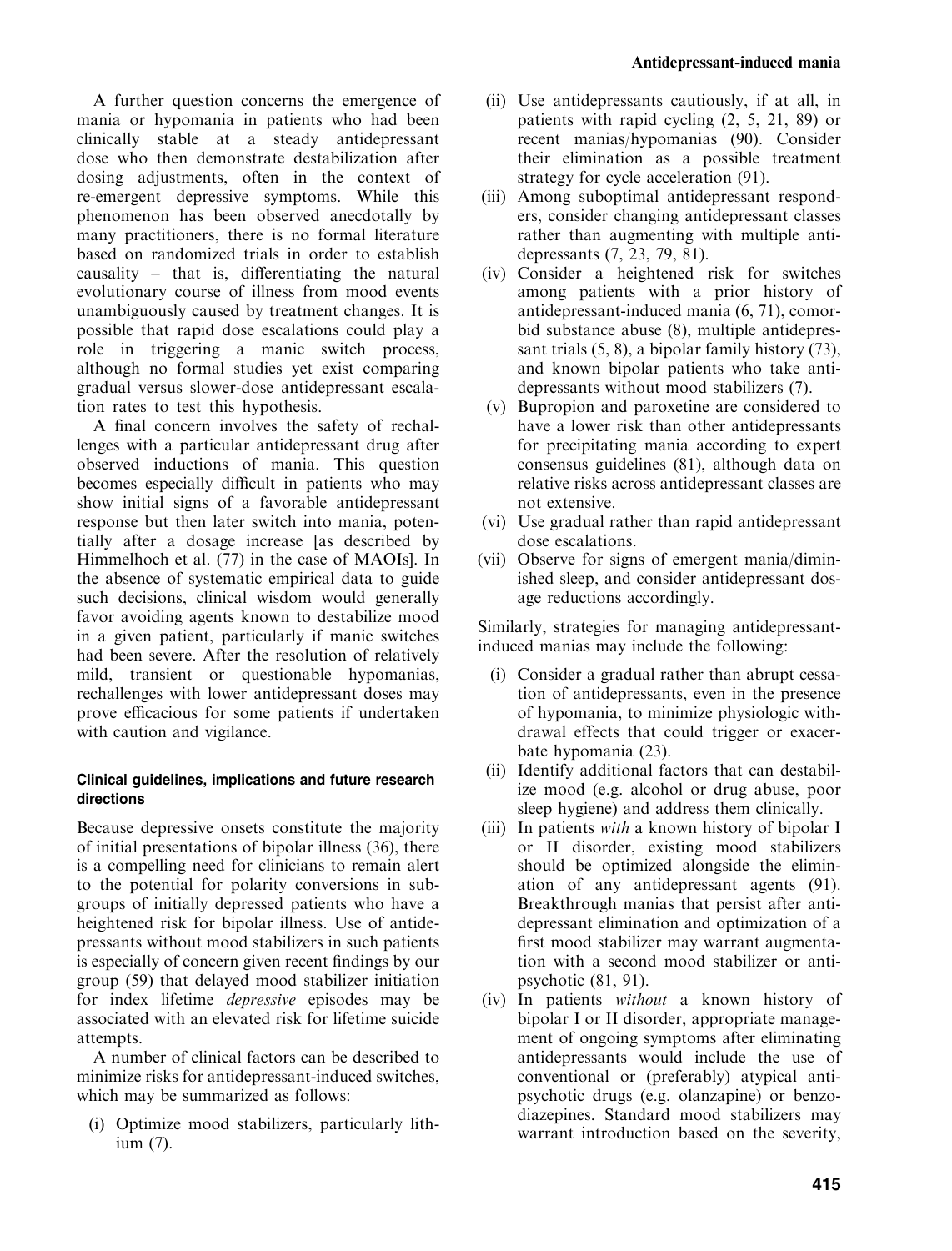A further question concerns the emergence of mania or hypomania in patients who had been clinically stable at a steady antidepressant dose who then demonstrate destabilization after dosing adjustments, often in the context of re-emergent depressive symptoms. While this phenomenon has been observed anecdotally by many practitioners, there is no formal literature based on randomized trials in order to establish causality – that is, differentiating the natural evolutionary course of illness from mood events unambiguously caused by treatment changes. It is possible that rapid dose escalations could play a role in triggering a manic switch process, although no formal studies yet exist comparing gradual versus slower-dose antidepressant escalation rates to test this hypothesis.

A final concern involves the safety of rechallenges with a particular antidepressant drug after observed inductions of mania. This question becomes especially difficult in patients who may show initial signs of a favorable antidepressant response but then later switch into mania, potentially after a dosage increase [as described by Himmelhoch et al. (77) in the case of MAOIs]. In the absence of systematic empirical data to guide such decisions, clinical wisdom would generally favor avoiding agents known to destabilize mood in a given patient, particularly if manic switches had been severe. After the resolution of relatively mild, transient or questionable hypomanias, rechallenges with lower antidepressant doses may prove efficacious for some patients if undertaken with caution and vigilance.

#### Clinical guidelines, implications and future research directions

Because depressive onsets constitute the majority of initial presentations of bipolar illness (36), there is a compelling need for clinicians to remain alert to the potential for polarity conversions in subgroups of initially depressed patients who have a heightened risk for bipolar illness. Use of antidepressants without mood stabilizers in such patients is especially of concern given recent findings by our group (59) that delayed mood stabilizer initiation for index lifetime *depressive* episodes may be associated with an elevated risk for lifetime suicide attempts.

A number of clinical factors can be described to minimize risks for antidepressant-induced switches, which may be summarized as follows:

(i) Optimize mood stabilizers, particularly lithium (7).
(ii) Use antidepressants cautiously, if at all, in patients with rapid cycling (2, 5, 21, 89) or recent manias/hypomanias (90). Consider their elimination as a possible treatment strategy for cycle acceleration (91).
(iii) Among suboptimal antidepressant responders, consider changing antidepressant classes rather than augmenting with multiple antidepressants (7, 23, 79, 81).
(iv) Consider a heightened risk for switches among patients with a prior history of antidepressant-induced mania (6, 71), comorbid substance abuse (8), multiple antidepressant trials (5, 8), a bipolar family history (73), and known bipolar patients who take antidepressants without mood stabilizers (7).
(v) Bupropion and paroxetine are considered to have a lower risk than other antidepressants for precipitating mania according to expert consensus guidelines (81), although data on relative risks across antidepressant classes are not extensive.
(vi) Use gradual rather than rapid antidepressant dose escalations.
(vii) Observe for signs of emergent mania/diminished sleep, and consider antidepressant dosage reductions accordingly.

Similarly, strategies for managing antidepressant-induced manias may include the following:

(i) Consider a gradual rather than abrupt cessation of antidepressants, even in the presence of hypomania, to minimize physiologic withdrawal effects that could trigger or exacerbate hypomania (23).
(ii) Identify additional factors that can destabilize mood (e.g. alcohol or drug abuse, poor sleep hygiene) and address them clinically.
(iii) In patients *with* a known history of bipolar I or II disorder, existing mood stabilizers should be optimized alongside the elimination of any antidepressant agents (91). Breakthrough manias that persist after antidepressant elimination and optimization of a first mood stabilizer may warrant augmentation with a second mood stabilizer or antipsychotic (81, 91).
(iv) In patients *without* a known history of bipolar I or II disorder, appropriate management of ongoing symptoms after eliminating antidepressants would include the use of conventional or (preferably) atypical antipsychotic drugs (e.g. olanzapine) or benzodiazepines. Standard mood stabilizers may warrant introduction based on the severity,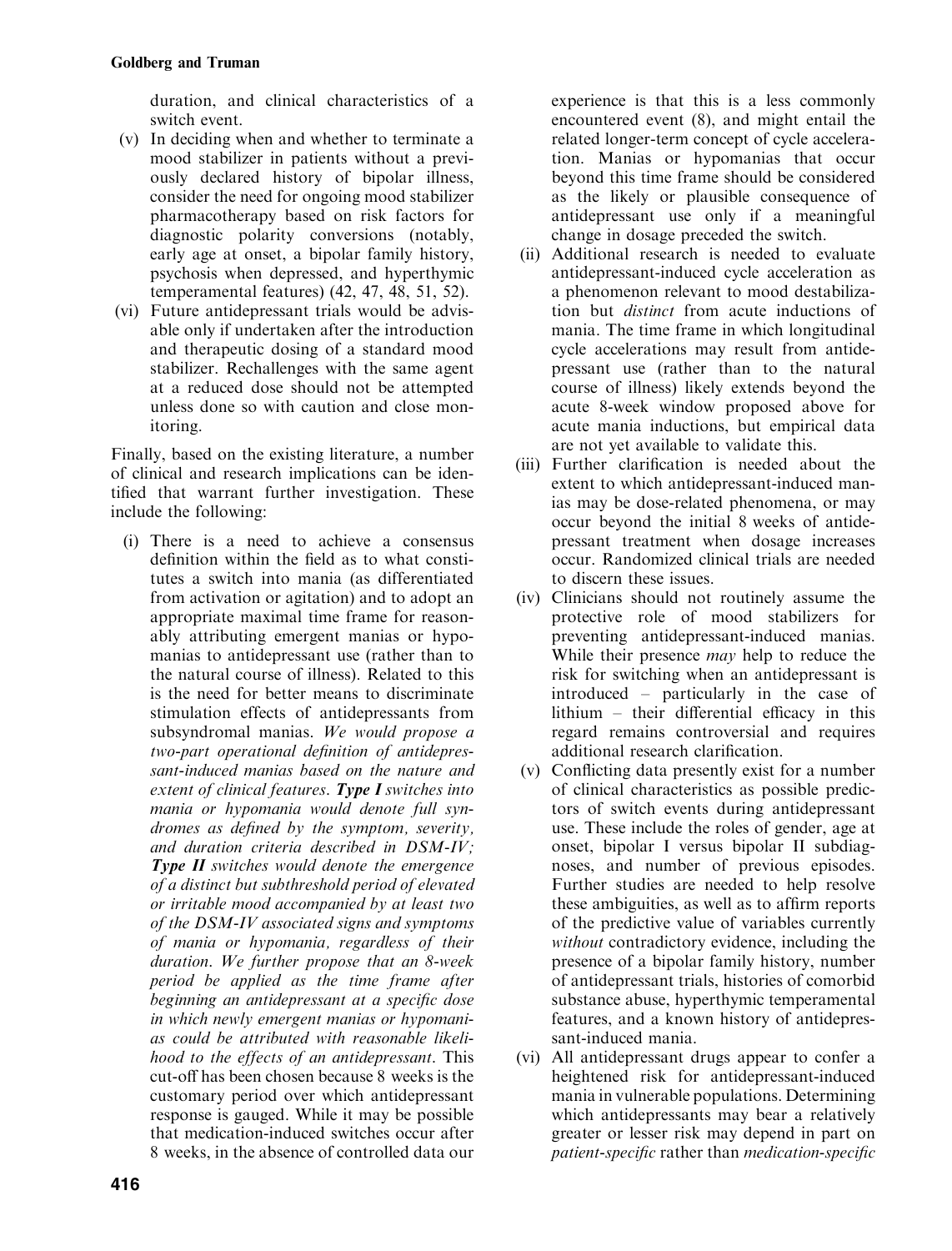duration, and clinical characteristics of a switch event.

(v) In deciding when and whether to terminate a mood stabilizer in patients without a previously declared history of bipolar illness, consider the need for ongoing mood stabilizer pharmacotherapy based on risk factors for diagnostic polarity conversions (notably, early age at onset, a bipolar family history, psychosis when depressed, and hyperthymic temperamental features) (42, 47, 48, 51, 52).

(vi) Future antidepressant trials would be advisable only if undertaken after the introduction and therapeutic dosing of a standard mood stabilizer. Rechallenges with the same agent at a reduced dose should not be attempted unless done so with caution and close monitoring.

Finally, based on the existing literature, a number of clinical and research implications can be identified that warrant further investigation. These include the following:

(i) There is a need to achieve a consensus definition within the field as to what constitutes a switch into mania (as differentiated from activation or agitation) and to adopt an appropriate maximal time frame for reasonably attributing emergent manias or hypomanias to antidepressant use (rather than to the natural course of illness). Related to this is the need for better means to discriminate stimulation effects of antidepressants from subsyndromal manias. *We would propose a two-part operational definition of antidepressant-induced manias based on the nature and extent of clinical features. **Type I** switches into mania or hypomania would denote full syndromes as defined by the symptom, severity, and duration criteria described in DSM-IV; **Type II** switches would denote the emergence of a distinct but subthreshold period of elevated or irritable mood accompanied by at least two of the DSM-IV associated signs and symptoms of mania or hypomania, regardless of their duration. We further propose that an 8-week period be applied as the time frame after beginning an antidepressant at a specific dose in which newly emergent manias or hypomanias could be attributed with reasonable likelihood to the effects of an antidepressant*. This cut-off has been chosen because 8 weeks is the customary period over which antidepressant response is gauged. While it may be possible that medication-induced switches occur after 8 weeks, in the absence of controlled data our experience is that this is a less commonly encountered event (8), and might entail the related longer-term concept of cycle acceleration. Manias or hypomanias that occur beyond this time frame should be considered as the likely or plausible consequence of antidepressant use only if a meaningful change in dosage preceded the switch.

(ii) Additional research is needed to evaluate antidepressant-induced cycle acceleration as a phenomenon relevant to mood destabilization but *distinct* from acute inductions of mania. The time frame in which longitudinal cycle accelerations may result from antidepressant use (rather than to the natural course of illness) likely extends beyond the acute 8-week window proposed above for acute mania inductions, but empirical data are not yet available to validate this.

(iii) Further clarification is needed about the extent to which antidepressant-induced manias may be dose-related phenomena, or may occur beyond the initial 8 weeks of antidepressant treatment when dosage increases occur. Randomized clinical trials are needed to discern these issues.

(iv) Clinicians should not routinely assume the protective role of mood stabilizers for preventing antidepressant-induced manias. While their presence *may* help to reduce the risk for switching when an antidepressant is introduced – particularly in the case of lithium – their differential efficacy in this regard remains controversial and requires additional research clarification.

(v) Conflicting data presently exist for a number of clinical characteristics as possible predictors of switch events during antidepressant use. These include the roles of gender, age at onset, bipolar I versus bipolar II subdiagnoses, and number of previous episodes. Further studies are needed to help resolve these ambiguities, as well as to affirm reports of the predictive value of variables currently *without* contradictory evidence, including the presence of a bipolar family history, number of antidepressant trials, histories of comorbid substance abuse, hyperthymic temperamental features, and a known history of antidepressant-induced mania.

(vi) All antidepressant drugs appear to confer a heightened risk for antidepressant-induced mania in vulnerable populations. Determining which antidepressants may bear a relatively greater or lesser risk may depend in part on *patient-specific* rather than *medication-specific*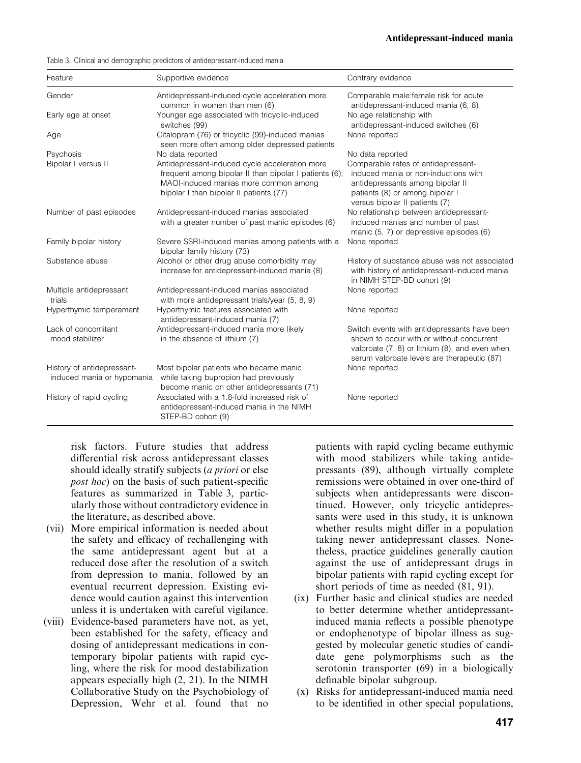Table 3. Clinical and demographic predictors of antidepressant-induced mania

| Feature | Supportive evidence | Contrary evidence |
|---|---|---|
| Gender | Antidepressant-induced cycle acceleration more common in women than men (6) | Comparable male:female risk for acute antidepressant-induced mania (6, 8) |
| Early age at onset | Younger age associated with tricyclic-induced switches (99) | No age relationship with antidepressant-induced switches (6) |
| Age | Citalopram (76) or tricyclic (99)-induced manias seen more often among older depressed patients | None reported |
| Psychosis | No data reported | No data reported |
| Bipolar I versus II | Antidepressant-induced cycle acceleration more frequent among bipolar II than bipolar I patients (6); MAOI-induced manias more common among bipolar I than bipolar II patients (77) | Comparable rates of antidepressant-induced mania or non-inductions with antidepressants among bipolar II patients (8) or among bipolar I versus bipolar II patients (7) |
| Number of past episodes | Antidepressant-induced manias associated with a greater number of past manic episodes (6) | No relationship between antidepressant-induced manias and number of past manic (5, 7) or depressive episodes (6) |
| Family bipolar history | Severe SSRI-induced manias among patients with a bipolar family history (73) | None reported |
| Substance abuse | Alcohol or other drug abuse comorbidity may increase for antidepressant-induced mania (8) | History of substance abuse was not associated with history of antidepressant-induced mania in NIMH STEP-BD cohort (9) |
| Multiple antidepressant trials | Antidepressant-induced manias associated with more antidepressant trials/year (5, 8, 9) | None reported |
| Hyperthymic temperament | Hyperthymic features associated with antidepressant-induced mania (7) | None reported |
| Lack of concomitant mood stabilizer | Antidepressant-induced mania more likely in the absence of lithium (7) | Switch events with antidepressants have been shown to occur with or without concurrent valproate (7, 8) or lithium (8), and even when serum valproate levels are therapeutic (87) |
| History of antidepressant-induced mania or hypomania | Most bipolar patients who became manic while taking bupropion had previously become manic on other antidepressants (71) | None reported |
| History of rapid cycling | Associated with a 1.8-fold increased risk of antidepressant-induced mania in the NIMH STEP-BD cohort (9) | None reported |

risk factors. Future studies that address differential risk across antidepressant classes should ideally stratify subjects (*a priori* or else *post hoc*) on the basis of such patient-specific features as summarized in Table 3, particularly those without contradictory evidence in the literature, as described above.

(vii) More empirical information is needed about the safety and efficacy of rechallenging with the same antidepressant agent but at a reduced dose after the resolution of a switch from depression to mania, followed by an eventual recurrent depression. Existing evidence would caution against this intervention unless it is undertaken with careful vigilance.

(viii) Evidence-based parameters have not, as yet, been established for the safety, efficacy and dosing of antidepressant medications in contemporary bipolar patients with rapid cycling, where the risk for mood destabilization appears especially high (2, 21). In the NIMH Collaborative Study on the Psychobiology of Depression, Wehr et al. found that no patients with rapid cycling became euthymic with mood stabilizers while taking antidepressants (89), although virtually complete remissions were obtained in over one-third of subjects when antidepressants were discontinued. However, only tricyclic antidepressants were used in this study, it is unknown whether results might differ in a population taking newer antidepressant classes. Nonetheless, practice guidelines generally caution against the use of antidepressant drugs in bipolar patients with rapid cycling except for short periods of time as needed (81, 91).

(ix) Further basic and clinical studies are needed to better determine whether antidepressant-induced mania reflects a possible phenotype or endophenotype of bipolar illness as suggested by molecular genetic studies of candidate gene polymorphisms such as the serotonin transporter (69) in a biologically definable bipolar subgroup.

(x) Risks for antidepressant-induced mania need to be identified in other special populations,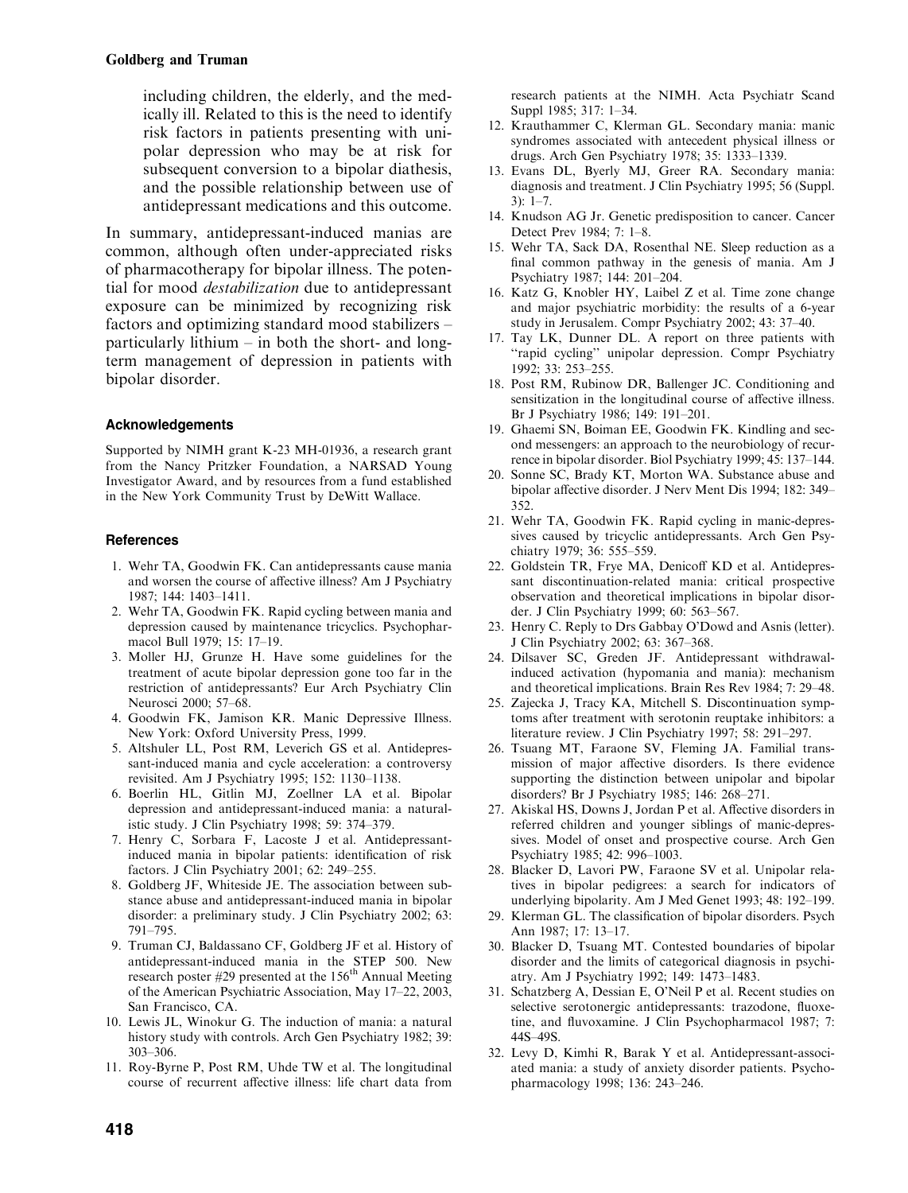including children, the elderly, and the medically ill. Related to this is the need to identify risk factors in patients presenting with unipolar depression who may be at risk for subsequent conversion to a bipolar diathesis, and the possible relationship between use of antidepressant medications and this outcome.

In summary, antidepressant-induced manias are common, although often under-appreciated risks of pharmacotherapy for bipolar illness. The potential for mood *destabilization* due to antidepressant exposure can be minimized by recognizing risk factors and optimizing standard mood stabilizers – particularly lithium – in both the short- and long-term management of depression in patients with bipolar disorder.

### Acknowledgements

Supported by NIMH grant K-23 MH-01936, a research grant from the Nancy Pritzker Foundation, a NARSAD Young Investigator Award, and by resources from a fund established in the New York Community Trust by DeWitt Wallace.

### References

1. Wehr TA, Goodwin FK. Can antidepressants cause mania and worsen the course of affective illness? Am J Psychiatry 1987; 144: 1403–1411.
2. Wehr TA, Goodwin FK. Rapid cycling between mania and depression caused by maintenance tricyclics. Psychopharmacol Bull 1979; 15: 17–19.
3. Moller HJ, Grunze H. Have some guidelines for the treatment of acute bipolar depression gone too far in the restriction of antidepressants? Eur Arch Psychiatry Clin Neurosci 2000; 57–68.
4. Goodwin FK, Jamison KR. Manic Depressive Illness. New York: Oxford University Press, 1999.
5. Altshuler LL, Post RM, Leverich GS et al. Antidepressant-induced mania and cycle acceleration: a controversy revisited. Am J Psychiatry 1995; 152: 1130–1138.
6. Boerlin HL, Gitlin MJ, Zoellner LA et al. Bipolar depression and antidepressant-induced mania: a naturalistic study. J Clin Psychiatry 1998; 59: 374–379.
7. Henry C, Sorbara F, Lacoste J et al. Antidepressant-induced mania in bipolar patients: identification of risk factors. J Clin Psychiatry 2001; 62: 249–255.
8. Goldberg JF, Whiteside JE. The association between substance abuse and antidepressant-induced mania in bipolar disorder: a preliminary study. J Clin Psychiatry 2002; 63: 791–795.
9. Truman CJ, Baldassano CF, Goldberg JF et al. History of antidepressant-induced mania in the STEP 500. New research poster #29 presented at the 156th Annual Meeting of the American Psychiatric Association, May 17–22, 2003, San Francisco, CA.
10. Lewis JL, Winokur G. The induction of mania: a natural history study with controls. Arch Gen Psychiatry 1982; 39: 303–306.
11. Roy-Byrne P, Post RM, Uhde TW et al. The longitudinal course of recurrent affective illness: life chart data from research patients at the NIMH. Acta Psychiatr Scand Suppl 1985; 317: 1–34.
12. Krauthammer C, Klerman GL. Secondary mania: manic syndromes associated with antecedent physical illness or drugs. Arch Gen Psychiatry 1978; 35: 1333–1339.
13. Evans DL, Byerly MJ, Greer RA. Secondary mania: diagnosis and treatment. J Clin Psychiatry 1995; 56 (Suppl. 3): 1–7.
14. Knudson AG Jr. Genetic predisposition to cancer. Cancer Detect Prev 1984; 7: 1–8.
15. Wehr TA, Sack DA, Rosenthal NE. Sleep reduction as a final common pathway in the genesis of mania. Am J Psychiatry 1987; 144: 201–204.
16. Katz G, Knobler HY, Laibel Z et al. Time zone change and major psychiatric morbidity: the results of a 6-year study in Jerusalem. Compr Psychiatry 2002; 43: 37–40.
17. Tay LK, Dunner DL. A report on three patients with "rapid cycling" unipolar depression. Compr Psychiatry 1992; 33: 253–255.
18. Post RM, Rubinow DR, Ballenger JC. Conditioning and sensitization in the longitudinal course of affective illness. Br J Psychiatry 1986; 149: 191–201.
19. Ghaemi SN, Boiman EE, Goodwin FK. Kindling and second messengers: an approach to the neurobiology of recurrence in bipolar disorder. Biol Psychiatry 1999; 45: 137–144.
20. Sonne SC, Brady KT, Morton WA. Substance abuse and bipolar affective disorder. J Nerv Ment Dis 1994; 182: 349–352.
21. Wehr TA, Goodwin FK. Rapid cycling in manic-depressives caused by tricyclic antidepressants. Arch Gen Psychiatry 1979; 36: 555–559.
22. Goldstein TR, Frye MA, Denicoff KD et al. Antidepressant discontinuation-related mania: critical prospective observation and theoretical implications in bipolar disorder. J Clin Psychiatry 1999; 60: 563–567.
23. Henry C. Reply to Drs Gabbay O'Dowd and Asnis (letter). J Clin Psychiatry 2002; 63: 367–368.
24. Dilsaver SC, Greden JF. Antidepressant withdrawal-induced activation (hypomania and mania): mechanism and theoretical implications. Brain Res Rev 1984; 7: 29–48.
25. Zajecka J, Tracy KA, Mitchell S. Discontinuation symptoms after treatment with serotonin reuptake inhibitors: a literature review. J Clin Psychiatry 1997; 58: 291–297.
26. Tsuang MT, Faraone SV, Fleming JA. Familial transmission of major affective disorders. Is there evidence supporting the distinction between unipolar and bipolar disorders? Br J Psychiatry 1985; 146: 268–271.
27. Akiskal HS, Downs J, Jordan P et al. Affective disorders in referred children and younger siblings of manic-depressives. Model of onset and prospective course. Arch Gen Psychiatry 1985; 42: 996–1003.
28. Blacker D, Lavori PW, Faraone SV et al. Unipolar relatives in bipolar pedigrees: a search for indicators of underlying bipolarity. Am J Med Genet 1993; 48: 192–199.
29. Klerman GL. The classification of bipolar disorders. Psych Ann 1987; 17: 13–17.
30. Blacker D, Tsuang MT. Contested boundaries of bipolar disorder and the limits of categorical diagnosis in psychiatry. Am J Psychiatry 1992; 149: 1473–1483.
31. Schatzberg A, Dessian E, O'Neil P et al. Recent studies on selective serotonergic antidepressants: trazodone, fluoxetine, and fluvoxamine. J Clin Psychopharmacol 1987; 7: 44S–49S.
32. Levy D, Kimhi R, Barak Y et al. Antidepressant-associated mania: a study of anxiety disorder patients. Psychopharmacology 1998; 136: 243–246.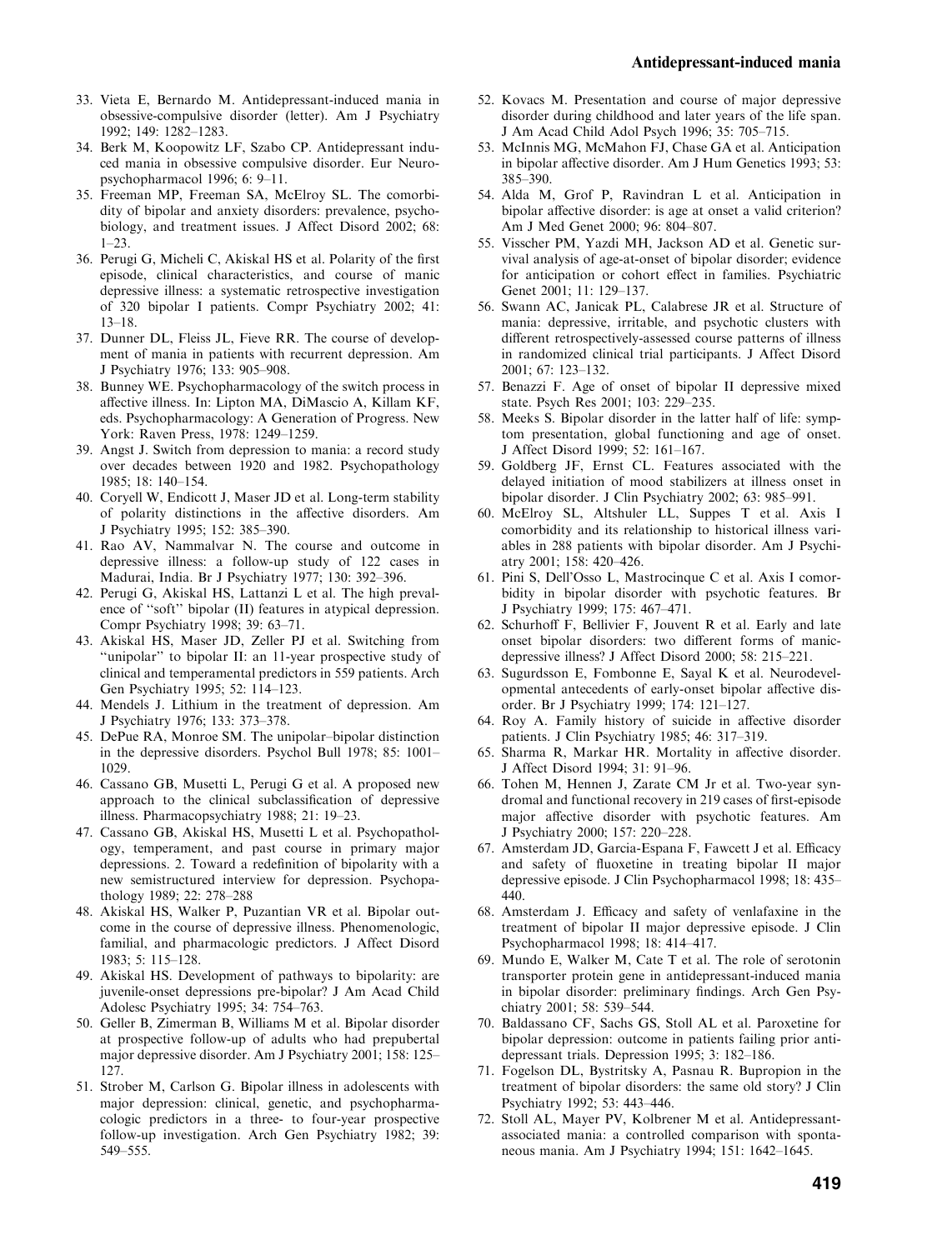33. Vieta E, Bernardo M. Antidepressant-induced mania in obsessive-compulsive disorder (letter). Am J Psychiatry 1992; 149: 1282–1283.
34. Berk M, Koopowitz LF, Szabo CP. Antidepressant induced mania in obsessive compulsive disorder. Eur Neuropsychopharmacol 1996; 6: 9–11.
35. Freeman MP, Freeman SA, McElroy SL. The comorbidity of bipolar and anxiety disorders: prevalence, psychobiology, and treatment issues. J Affect Disord 2002; 68: 1–23.
36. Perugi G, Micheli C, Akiskal HS et al. Polarity of the first episode, clinical characteristics, and course of manic depressive illness: a systematic retrospective investigation of 320 bipolar I patients. Compr Psychiatry 2002; 41: 13–18.
37. Dunner DL, Fleiss JL, Fieve RR. The course of development of mania in patients with recurrent depression. Am J Psychiatry 1976; 133: 905–908.
38. Bunney WE. Psychopharmacology of the switch process in affective illness. In: Lipton MA, DiMascio A, Killam KF, eds. Psychopharmacology: A Generation of Progress. New York: Raven Press, 1978: 1249–1259.
39. Angst J. Switch from depression to mania: a record study over decades between 1920 and 1982. Psychopathology 1985; 18: 140–154.
40. Coryell W, Endicott J, Maser JD et al. Long-term stability of polarity distinctions in the affective disorders. Am J Psychiatry 1995; 152: 385–390.
41. Rao AV, Nammalvar N. The course and outcome in depressive illness: a follow-up study of 122 cases in Madurai, India. Br J Psychiatry 1977; 130: 392–396.
42. Perugi G, Akiskal HS, Lattanzi L et al. The high prevalence of "soft" bipolar (II) features in atypical depression. Compr Psychiatry 1998; 39: 63–71.
43. Akiskal HS, Maser JD, Zeller PJ et al. Switching from "unipolar" to bipolar II: an 11-year prospective study of clinical and temperamental predictors in 559 patients. Arch Gen Psychiatry 1995; 52: 114–123.
44. Mendels J. Lithium in the treatment of depression. Am J Psychiatry 1976; 133: 373–378.
45. DePue RA, Monroe SM. The unipolar–bipolar distinction in the depressive disorders. Psychol Bull 1978; 85: 1001–1029.
46. Cassano GB, Musetti L, Perugi G et al. A proposed new approach to the clinical subclassification of depressive illness. Pharmacopsychiatry 1988; 21: 19–23.
47. Cassano GB, Akiskal HS, Musetti L et al. Psychopathology, temperament, and past course in primary major depressions. 2. Toward a redefinition of bipolarity with a new semistructured interview for depression. Psychopathology 1989; 22: 278–288
48. Akiskal HS, Walker P, Puzantian VR et al. Bipolar outcome in the course of depressive illness. Phenomenologic, familial, and pharmacologic predictors. J Affect Disord 1983; 5: 115–128.
49. Akiskal HS. Development of pathways to bipolarity: are juvenile-onset depressions pre-bipolar? J Am Acad Child Adolesc Psychiatry 1995; 34: 754–763.
50. Geller B, Zimerman B, Williams M et al. Bipolar disorder at prospective follow-up of adults who had prepubertal major depressive disorder. Am J Psychiatry 2001; 158: 125–127.
51. Strober M, Carlson G. Bipolar illness in adolescents with major depression: clinical, genetic, and psychopharmacologic predictors in a three- to four-year prospective follow-up investigation. Arch Gen Psychiatry 1982; 39: 549–555.
52. Kovacs M. Presentation and course of major depressive disorder during childhood and later years of the life span. J Am Acad Child Adol Psych 1996; 35: 705–715.
53. McInnis MG, McMahon FJ, Chase GA et al. Anticipation in bipolar affective disorder. Am J Hum Genetics 1993; 53: 385–390.
54. Alda M, Grof P, Ravindran L et al. Anticipation in bipolar affective disorder: is age at onset a valid criterion? Am J Med Genet 2000; 96: 804–807.
55. Visscher PM, Yazdi MH, Jackson AD et al. Genetic survival analysis of age-at-onset of bipolar disorder; evidence for anticipation or cohort effect in families. Psychiatric Genet 2001; 11: 129–137.
56. Swann AC, Janicak PL, Calabrese JR et al. Structure of mania: depressive, irritable, and psychotic clusters with different retrospectively-assessed course patterns of illness in randomized clinical trial participants. J Affect Disord 2001; 67: 123–132.
57. Benazzi F. Age of onset of bipolar II depressive mixed state. Psych Res 2001; 103: 229–235.
58. Meeks S. Bipolar disorder in the latter half of life: symptom presentation, global functioning and age of onset. J Affect Disord 1999; 52: 161–167.
59. Goldberg JF, Ernst CL. Features associated with the delayed initiation of mood stabilizers at illness onset in bipolar disorder. J Clin Psychiatry 2002; 63: 985–991.
60. McElroy SL, Altshuler LL, Suppes T et al. Axis I comorbidity and its relationship to historical illness variables in 288 patients with bipolar disorder. Am J Psychiatry 2001; 158: 420–426.
61. Pini S, Dell'Osso L, Mastrocinque C et al. Axis I comorbidity in bipolar disorder with psychotic features. Br J Psychiatry 1999; 175: 467–471.
62. Schurhoff F, Bellivier F, Jouvent R et al. Early and late onset bipolar disorders: two different forms of manic-depressive illness? J Affect Disord 2000; 58: 215–221.
63. Sugurdsson E, Fombonne E, Sayal K et al. Neurodevelopmental antecedents of early-onset bipolar affective disorder. Br J Psychiatry 1999; 174: 121–127.
64. Roy A. Family history of suicide in affective disorder patients. J Clin Psychiatry 1985; 46: 317–319.
65. Sharma R, Markar HR. Mortality in affective disorder. J Affect Disord 1994; 31: 91–96.
66. Tohen M, Hennen J, Zarate CM Jr et al. Two-year syndromal and functional recovery in 219 cases of first-episode major affective disorder with psychotic features. Am J Psychiatry 2000; 157: 220–228.
67. Amsterdam JD, Garcia-Espana F, Fawcett J et al. Efficacy and safety of fluoxetine in treating bipolar II major depressive episode. J Clin Psychopharmacol 1998; 18: 435–440.
68. Amsterdam J. Efficacy and safety of venlafaxine in the treatment of bipolar II major depressive episode. J Clin Psychopharmacol 1998; 18: 414–417.
69. Mundo E, Walker M, Cate T et al. The role of serotonin transporter protein gene in antidepressant-induced mania in bipolar disorder: preliminary findings. Arch Gen Psychiatry 2001; 58: 539–544.
70. Baldassano CF, Sachs GS, Stoll AL et al. Paroxetine for bipolar depression: outcome in patients failing prior antidepressant trials. Depression 1995; 3: 182–186.
71. Fogelson DL, Bystritsky A, Pasnau R. Bupropion in the treatment of bipolar disorders: the same old story? J Clin Psychiatry 1992; 53: 443–446.
72. Stoll AL, Mayer PV, Kolbrener M et al. Antidepressant-associated mania: a controlled comparison with spontaneous mania. Am J Psychiatry 1994; 151: 1642–1645.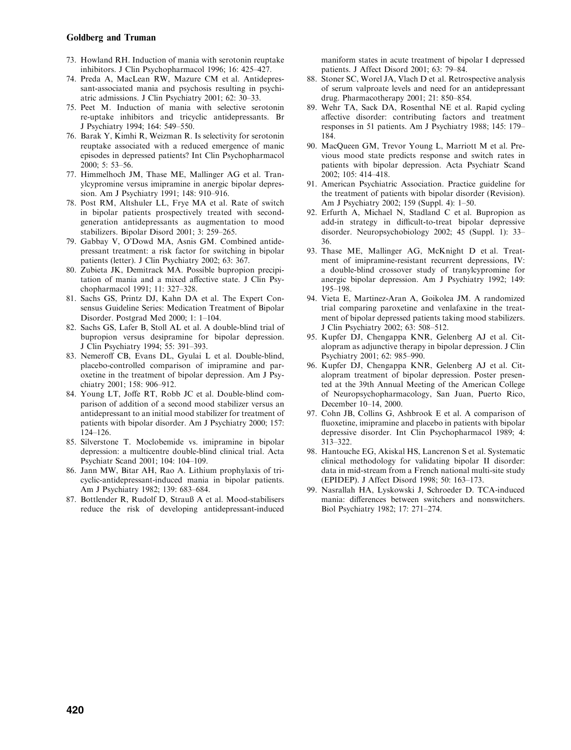73. Howland RH. Induction of mania with serotonin reuptake inhibitors. J Clin Psychopharmacol 1996; 16: 425–427.
74. Preda A, MacLean RW, Mazure CM et al. Antidepressant-associated mania and psychosis resulting in psychiatric admissions. J Clin Psychiatry 2001; 62: 30–33.
75. Peet M. Induction of mania with selective serotonin re-uptake inhibitors and tricyclic antidepressants. Br J Psychiatry 1994; 164: 549–550.
76. Barak Y, Kimhi R, Weizman R. Is selectivity for serotonin reuptake associated with a reduced emergence of manic episodes in depressed patients? Int Clin Psychopharmacol 2000; 5: 53–56.
77. Himmelhoch JM, Thase ME, Mallinger AG et al. Tranylcypromine versus imipramine in anergic bipolar depression. Am J Psychiatry 1991; 148: 910–916.
78. Post RM, Altshuler LL, Frye MA et al. Rate of switch in bipolar patients prospectively treated with second-generation antidepressants as augmentation to mood stabilizers. Bipolar Disord 2001; 3: 259–265.
79. Gabbay V, O'Dowd MA, Asnis GM. Combined antidepressant treatment: a risk factor for switching in bipolar patients (letter). J Clin Psychiatry 2002; 63: 367.
80. Zubieta JK, Demitrack MA. Possible bupropion precipitation of mania and a mixed affective state. J Clin Psychopharmacol 1991; 11: 327–328.
81. Sachs GS, Printz DJ, Kahn DA et al. The Expert Consensus Guideline Series: Medication Treatment of Bipolar Disorder. Postgrad Med 2000; 1: 1–104.
82. Sachs GS, Lafer B, Stoll AL et al. A double-blind trial of bupropion versus desipramine for bipolar depression. J Clin Psychiatry 1994; 55: 391–393.
83. Nemeroff CB, Evans DL, Gyulai L et al. Double-blind, placebo-controlled comparison of imipramine and paroxetine in the treatment of bipolar depression. Am J Psychiatry 2001; 158: 906–912.
84. Young LT, Joffe RT, Robb JC et al. Double-blind comparison of addition of a second mood stabilizer versus an antidepressant to an initial mood stabilizer for treatment of patients with bipolar disorder. Am J Psychiatry 2000; 157: 124–126.
85. Silverstone T. Moclobemide vs. imipramine in bipolar depression: a multicentre double-blind clinical trial. Acta Psychiatr Scand 2001; 104: 104–109.
86. Jann MW, Bitar AH, Rao A. Lithium prophylaxis of tricyclic-antidepressant-induced mania in bipolar patients. Am J Psychiatry 1982; 139: 683–684.
87. Bottlender R, Rudolf D, Strauß A et al. Mood-stabilisers reduce the risk of developing antidepressant-induced maniform states in acute treatment of bipolar I depressed patients. J Affect Disord 2001; 63: 79–84.
88. Stoner SC, Worel JA, Vlach D et al. Retrospective analysis of serum valproate levels and need for an antidepressant drug. Pharmacotherapy 2001; 21: 850–854.
89. Wehr TA, Sack DA, Rosenthal NE et al. Rapid cycling affective disorder: contributing factors and treatment responses in 51 patients. Am J Psychiatry 1988; 145: 179–184.
90. MacQueen GM, Trevor Young L, Marriott M et al. Previous mood state predicts response and switch rates in patients with bipolar depression. Acta Psychiatr Scand 2002; 105: 414–418.
91. American Psychiatric Association. Practice guideline for the treatment of patients with bipolar disorder (Revision). Am J Psychiatry 2002; 159 (Suppl. 4): 1–50.
92. Erfurth A, Michael N, Stadland C et al. Bupropion as add-in strategy in difficult-to-treat bipolar depressive disorder. Neuropsychobiology 2002; 45 (Suppl. 1): 33–36.
93. Thase ME, Mallinger AG, McKnight D et al. Treatment of imipramine-resistant recurrent depressions, IV: a double-blind crossover study of tranylcypromine for anergic bipolar depression. Am J Psychiatry 1992; 149: 195–198.
94. Vieta E, Martinez-Aran A, Goikolea JM. A randomized trial comparing paroxetine and venlafaxine in the treatment of bipolar depressed patients taking mood stabilizers. J Clin Psychiatry 2002; 63: 508–512.
95. Kupfer DJ, Chengappa KNR, Gelenberg AJ et al. Citalopram as adjunctive therapy in bipolar depression. J Clin Psychiatry 2001; 62: 985–990.
96. Kupfer DJ, Chengappa KNR, Gelenberg AJ et al. Citalopram treatment of bipolar depression. Poster presented at the 39th Annual Meeting of the American College of Neuropsychopharmacology, San Juan, Puerto Rico, December 10–14, 2000.
97. Cohn JB, Collins G, Ashbrook E et al. A comparison of fluoxetine, imipramine and placebo in patients with bipolar depressive disorder. Int Clin Psychopharmacol 1989; 4: 313–322.
98. Hantouche EG, Akiskal HS, Lancrenon S et al. Systematic clinical methodology for validating bipolar II disorder: data in mid-stream from a French national multi-site study (EPIDEP). J Affect Disord 1998; 50: 163–173.
99. Nasrallah HA, Lyskowski J, Schroeder D. TCA-induced mania: differences between switchers and nonswitchers. Biol Psychiatry 1982; 17: 271–274.